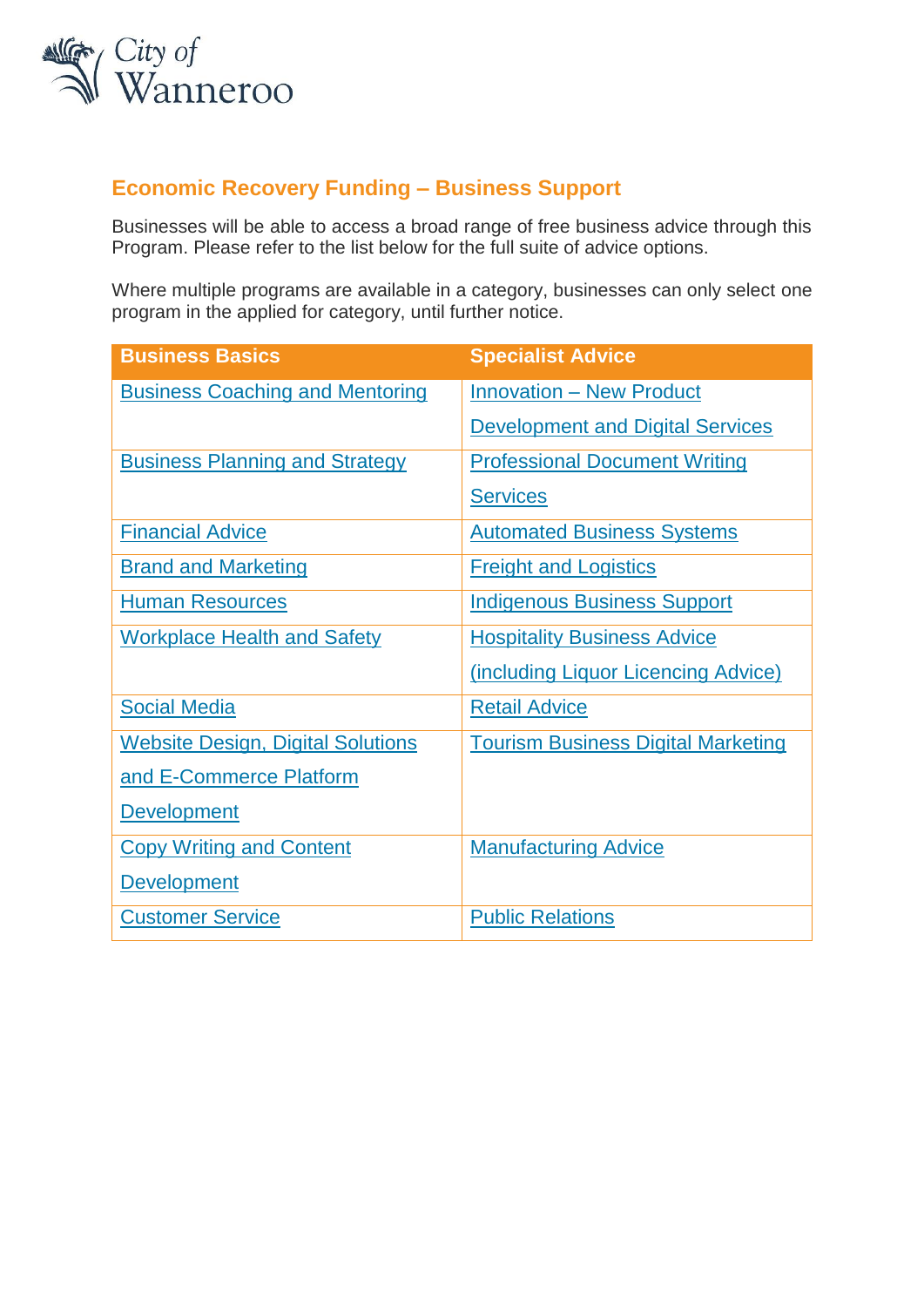City of Wanneroo

## Economic Recovery Funding – Business Support

Businesses will be able to access a broad range of free business advice through this Program. Please refer to the list below for the full suite of advice options.

Where multiple programs are available in a category, businesses can only select one program in the applied for category, until further notice.

| Business Basics | Specialist Advice |
|---|---|
| Business Coaching and Mentoring | Innovation – New Product Development and Digital Services |
| Business Planning and Strategy | Professional Document Writing Services |
| Financial Advice | Automated Business Systems |
| Brand and Marketing | Freight and Logistics |
| Human Resources | Indigenous Business Support |
| Workplace Health and Safety | Hospitality Business Advice (including Liquor Licencing Advice) |
| Social Media | Retail Advice |
| Website Design, Digital Solutions and E-Commerce Platform Development | Tourism Business Digital Marketing |
| Copy Writing and Content Development | Manufacturing Advice |
| Customer Service | Public Relations |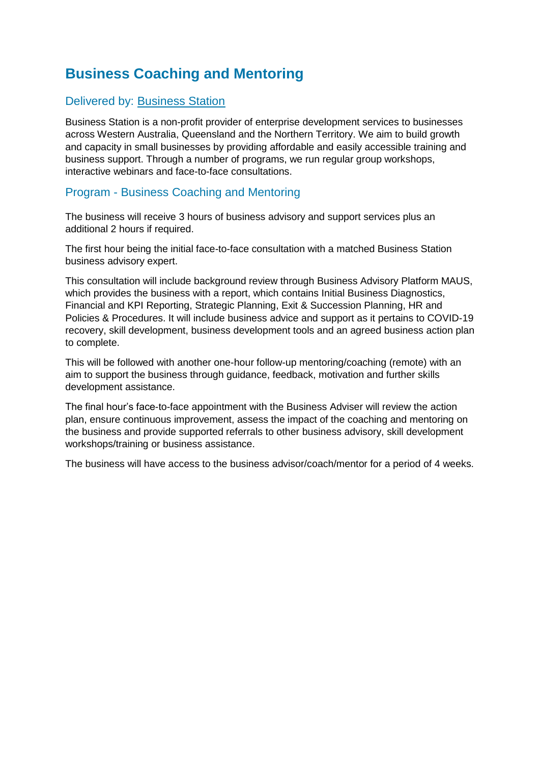# Business Coaching and Mentoring

## Delivered by: Business Station

Business Station is a non-profit provider of enterprise development services to businesses across Western Australia, Queensland and the Northern Territory. We aim to build growth and capacity in small businesses by providing affordable and easily accessible training and business support. Through a number of programs, we run regular group workshops, interactive webinars and face-to-face consultations.

## Program - Business Coaching and Mentoring

The business will receive 3 hours of business advisory and support services plus an additional 2 hours if required.

The first hour being the initial face-to-face consultation with a matched Business Station business advisory expert.

This consultation will include background review through Business Advisory Platform MAUS, which provides the business with a report, which contains Initial Business Diagnostics, Financial and KPI Reporting, Strategic Planning, Exit & Succession Planning, HR and Policies & Procedures. It will include business advice and support as it pertains to COVID-19 recovery, skill development, business development tools and an agreed business action plan to complete.

This will be followed with another one-hour follow-up mentoring/coaching (remote) with an aim to support the business through guidance, feedback, motivation and further skills development assistance.

The final hour's face-to-face appointment with the Business Adviser will review the action plan, ensure continuous improvement, assess the impact of the coaching and mentoring on the business and provide supported referrals to other business advisory, skill development workshops/training or business assistance.

The business will have access to the business advisor/coach/mentor for a period of 4 weeks.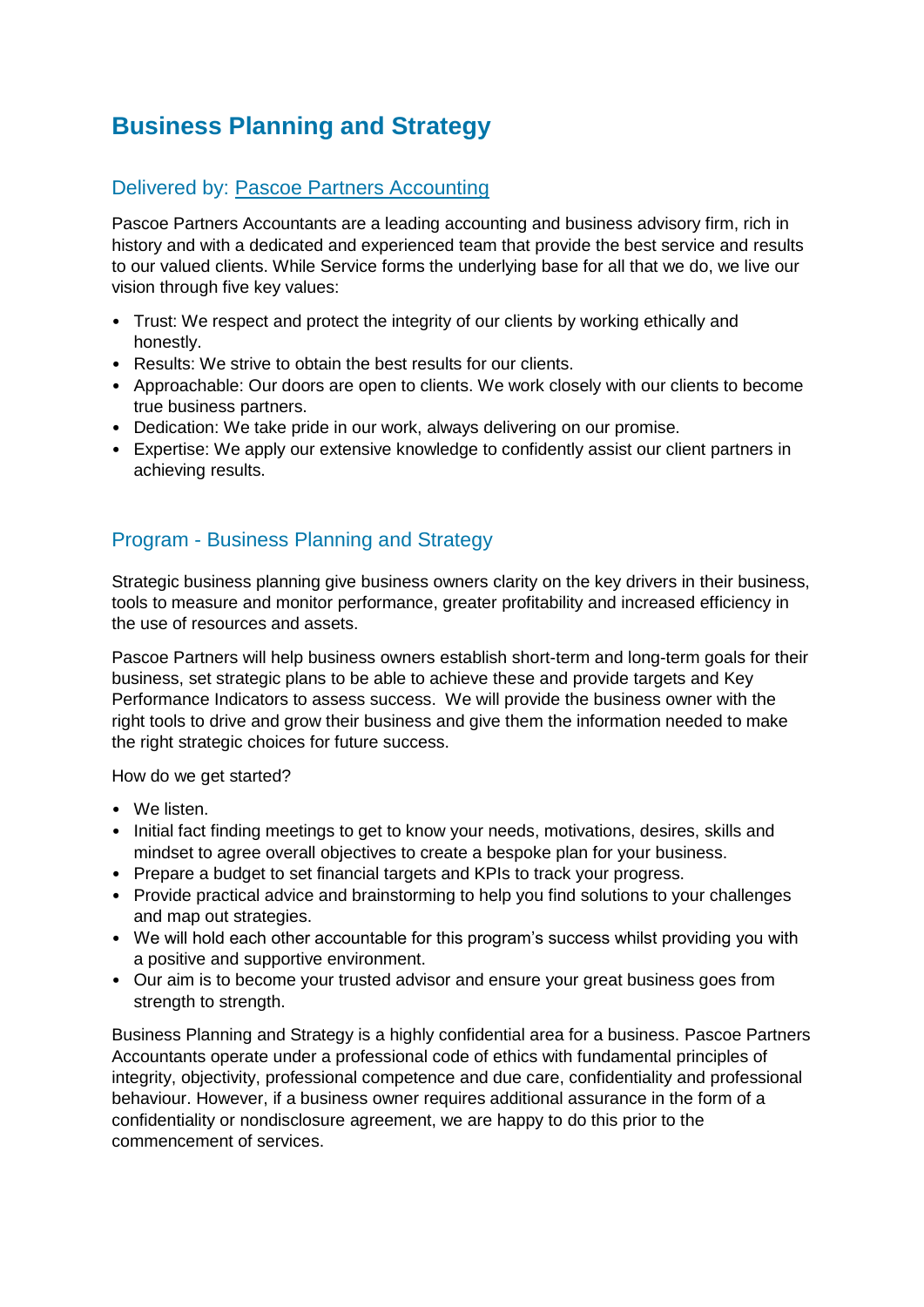# Business Planning and Strategy

## Delivered by: Pascoe Partners Accounting

Pascoe Partners Accountants are a leading accounting and business advisory firm, rich in history and with a dedicated and experienced team that provide the best service and results to our valued clients. While Service forms the underlying base for all that we do, we live our vision through five key values:

- Trust: We respect and protect the integrity of our clients by working ethically and honestly.
- Results: We strive to obtain the best results for our clients.
- Approachable: Our doors are open to clients. We work closely with our clients to become true business partners.
- Dedication: We take pride in our work, always delivering on our promise.
- Expertise: We apply our extensive knowledge to confidently assist our client partners in achieving results.

## Program - Business Planning and Strategy

Strategic business planning give business owners clarity on the key drivers in their business, tools to measure and monitor performance, greater profitability and increased efficiency in the use of resources and assets.

Pascoe Partners will help business owners establish short-term and long-term goals for their business, set strategic plans to be able to achieve these and provide targets and Key Performance Indicators to assess success. We will provide the business owner with the right tools to drive and grow their business and give them the information needed to make the right strategic choices for future success.

How do we get started?

- We listen.
- Initial fact finding meetings to get to know your needs, motivations, desires, skills and mindset to agree overall objectives to create a bespoke plan for your business.
- Prepare a budget to set financial targets and KPIs to track your progress.
- Provide practical advice and brainstorming to help you find solutions to your challenges and map out strategies.
- We will hold each other accountable for this program's success whilst providing you with a positive and supportive environment.
- Our aim is to become your trusted advisor and ensure your great business goes from strength to strength.

Business Planning and Strategy is a highly confidential area for a business. Pascoe Partners Accountants operate under a professional code of ethics with fundamental principles of integrity, objectivity, professional competence and due care, confidentiality and professional behaviour. However, if a business owner requires additional assurance in the form of a confidentiality or nondisclosure agreement, we are happy to do this prior to the commencement of services.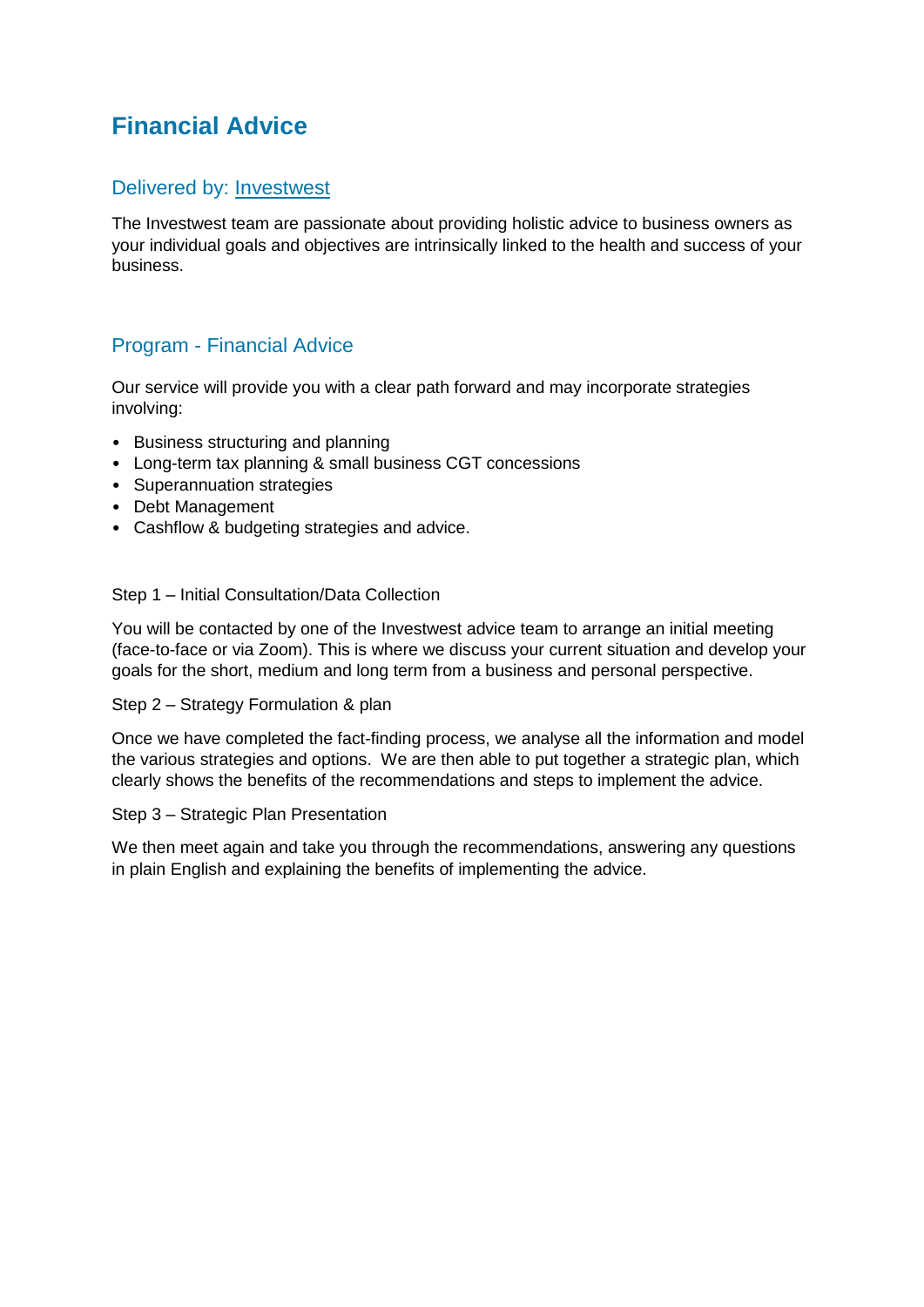# Financial Advice

## Delivered by: Investwest

The Investwest team are passionate about providing holistic advice to business owners as your individual goals and objectives are intrinsically linked to the health and success of your business.

## Program - Financial Advice

Our service will provide you with a clear path forward and may incorporate strategies involving:

- Business structuring and planning
- Long-term tax planning & small business CGT concessions
- Superannuation strategies
- Debt Management
- Cashflow & budgeting strategies and advice.

Step 1 – Initial Consultation/Data Collection

You will be contacted by one of the Investwest advice team to arrange an initial meeting (face-to-face or via Zoom). This is where we discuss your current situation and develop your goals for the short, medium and long term from a business and personal perspective.

Step 2 – Strategy Formulation & plan

Once we have completed the fact-finding process, we analyse all the information and model the various strategies and options. We are then able to put together a strategic plan, which clearly shows the benefits of the recommendations and steps to implement the advice.

Step 3 – Strategic Plan Presentation

We then meet again and take you through the recommendations, answering any questions in plain English and explaining the benefits of implementing the advice.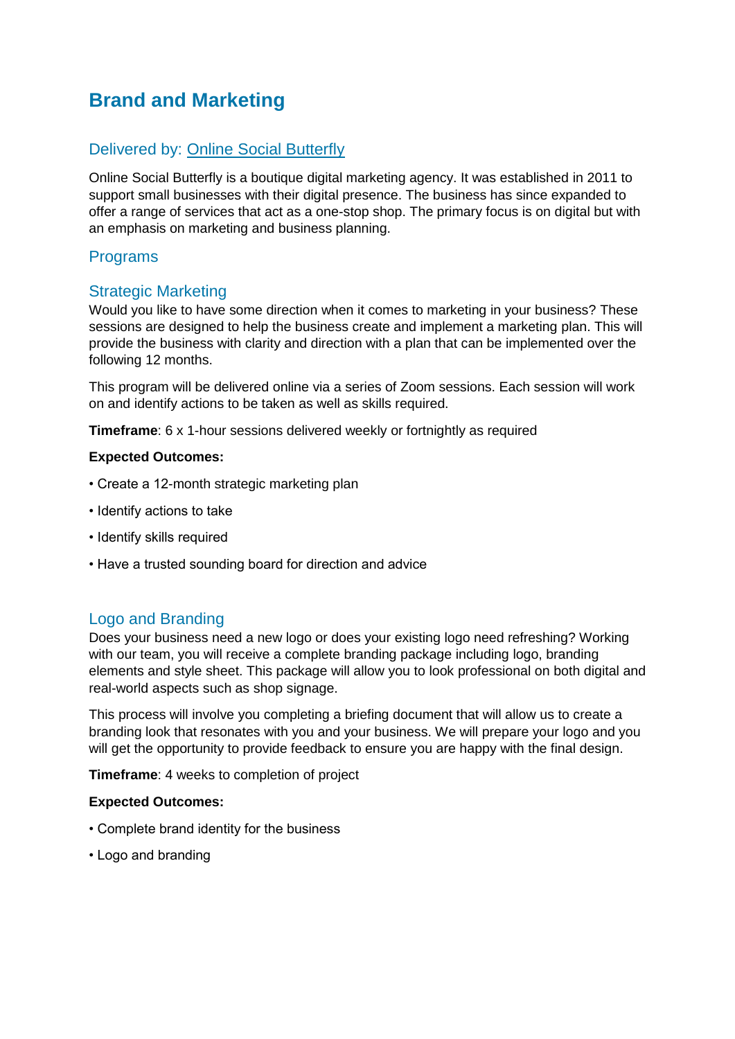# Brand and Marketing

## Delivered by: Online Social Butterfly

Online Social Butterfly is a boutique digital marketing agency. It was established in 2011 to support small businesses with their digital presence. The business has since expanded to offer a range of services that act as a one-stop shop. The primary focus is on digital but with an emphasis on marketing and business planning.

## Programs

### Strategic Marketing

Would you like to have some direction when it comes to marketing in your business? These sessions are designed to help the business create and implement a marketing plan. This will provide the business with clarity and direction with a plan that can be implemented over the following 12 months.

This program will be delivered online via a series of Zoom sessions. Each session will work on and identify actions to be taken as well as skills required.

**Timeframe**: 6 x 1-hour sessions delivered weekly or fortnightly as required

**Expected Outcomes:**

- Create a 12-month strategic marketing plan
- Identify actions to take
- Identify skills required
- Have a trusted sounding board for direction and advice

### Logo and Branding

Does your business need a new logo or does your existing logo need refreshing? Working with our team, you will receive a complete branding package including logo, branding elements and style sheet. This package will allow you to look professional on both digital and real-world aspects such as shop signage.

This process will involve you completing a briefing document that will allow us to create a branding look that resonates with you and your business. We will prepare your logo and you will get the opportunity to provide feedback to ensure you are happy with the final design.

**Timeframe**: 4 weeks to completion of project

**Expected Outcomes:**

- Complete brand identity for the business
- Logo and branding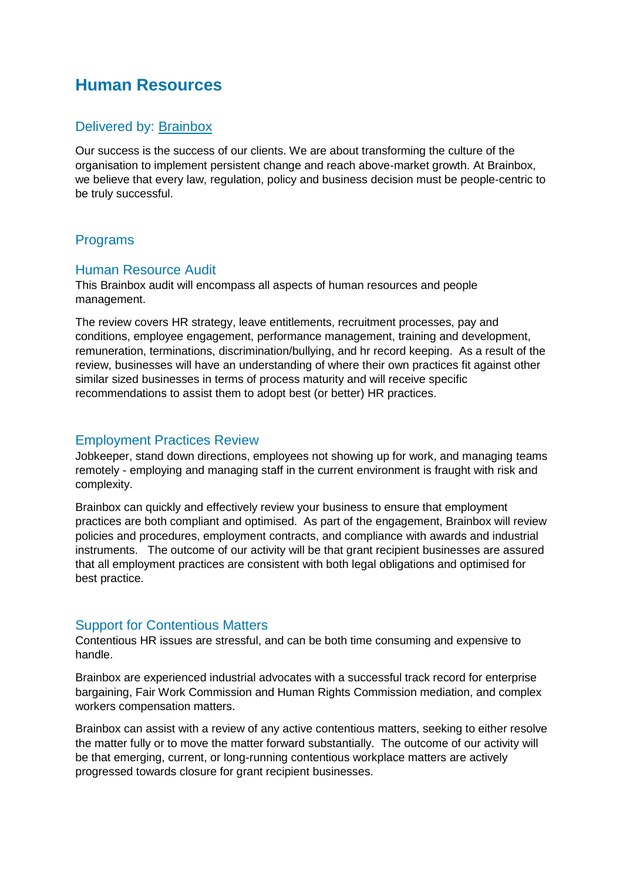# Human Resources

## Delivered by: [Brainbox]

Our success is the success of our clients. We are about transforming the culture of the organisation to implement persistent change and reach above-market growth. At Brainbox, we believe that every law, regulation, policy and business decision must be people-centric to be truly successful.

## Programs

### Human Resource Audit

This Brainbox audit will encompass all aspects of human resources and people management.

The review covers HR strategy, leave entitlements, recruitment processes, pay and conditions, employee engagement, performance management, training and development, remuneration, terminations, discrimination/bullying, and hr record keeping. As a result of the review, businesses will have an understanding of where their own practices fit against other similar sized businesses in terms of process maturity and will receive specific recommendations to assist them to adopt best (or better) HR practices.

### Employment Practices Review

Jobkeeper, stand down directions, employees not showing up for work, and managing teams remotely - employing and managing staff in the current environment is fraught with risk and complexity.

Brainbox can quickly and effectively review your business to ensure that employment practices are both compliant and optimised. As part of the engagement, Brainbox will review policies and procedures, employment contracts, and compliance with awards and industrial instruments. The outcome of our activity will be that grant recipient businesses are assured that all employment practices are consistent with both legal obligations and optimised for best practice.

### Support for Contentious Matters

Contentious HR issues are stressful, and can be both time consuming and expensive to handle.

Brainbox are experienced industrial advocates with a successful track record for enterprise bargaining, Fair Work Commission and Human Rights Commission mediation, and complex workers compensation matters.

Brainbox can assist with a review of any active contentious matters, seeking to either resolve the matter fully or to move the matter forward substantially. The outcome of our activity will be that emerging, current, or long-running contentious workplace matters are actively progressed towards closure for grant recipient businesses.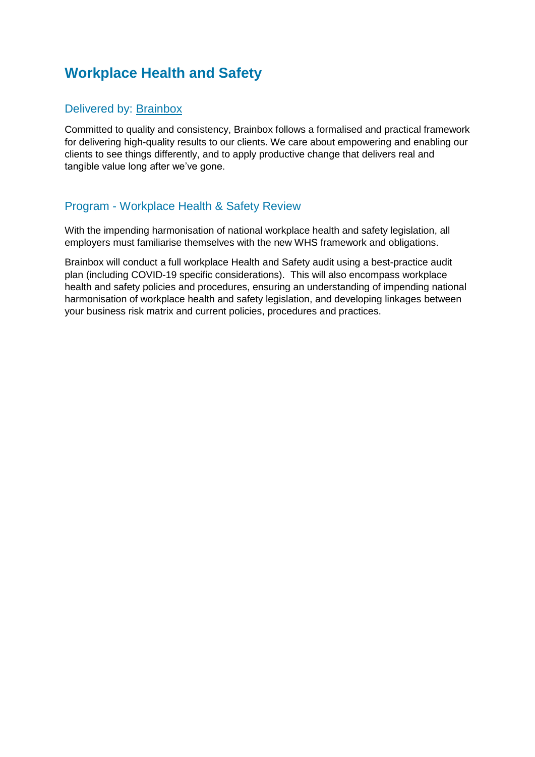# Workplace Health and Safety

## Delivered by: Brainbox

Committed to quality and consistency, Brainbox follows a formalised and practical framework for delivering high-quality results to our clients. We care about empowering and enabling our clients to see things differently, and to apply productive change that delivers real and tangible value long after we've gone.

## Program - Workplace Health & Safety Review

With the impending harmonisation of national workplace health and safety legislation, all employers must familiarise themselves with the new WHS framework and obligations.

Brainbox will conduct a full workplace Health and Safety audit using a best-practice audit plan (including COVID-19 specific considerations). This will also encompass workplace health and safety policies and procedures, ensuring an understanding of impending national harmonisation of workplace health and safety legislation, and developing linkages between your business risk matrix and current policies, procedures and practices.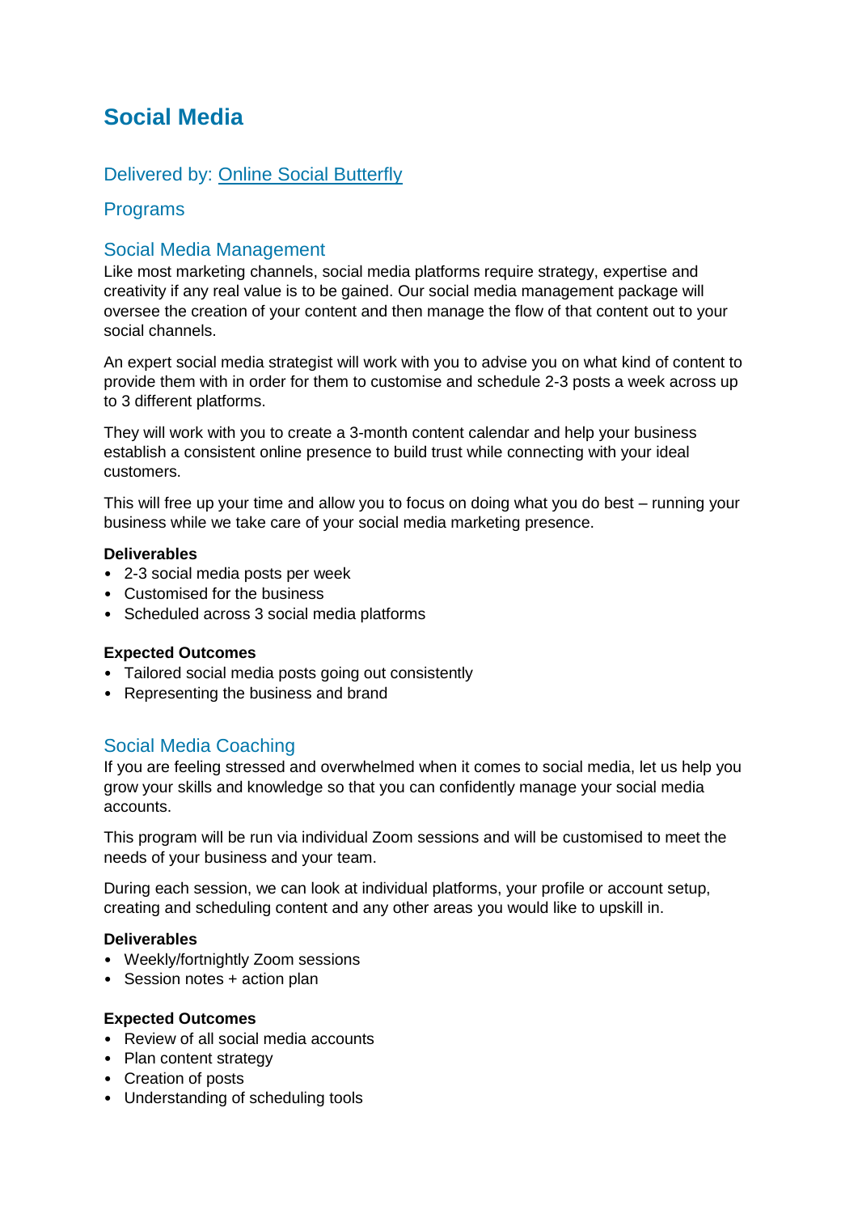# Social Media

## Delivered by: [Online Social Butterfly]

## Programs

### Social Media Management

Like most marketing channels, social media platforms require strategy, expertise and creativity if any real value is to be gained. Our social media management package will oversee the creation of your content and then manage the flow of that content out to your social channels.

An expert social media strategist will work with you to advise you on what kind of content to provide them with in order for them to customise and schedule 2-3 posts a week across up to 3 different platforms.

They will work with you to create a 3-month content calendar and help your business establish a consistent online presence to build trust while connecting with your ideal customers.

This will free up your time and allow you to focus on doing what you do best – running your business while we take care of your social media marketing presence.

**Deliverables**

- 2-3 social media posts per week
- Customised for the business
- Scheduled across 3 social media platforms

**Expected Outcomes**

- Tailored social media posts going out consistently
- Representing the business and brand

### Social Media Coaching

If you are feeling stressed and overwhelmed when it comes to social media, let us help you grow your skills and knowledge so that you can confidently manage your social media accounts.

This program will be run via individual Zoom sessions and will be customised to meet the needs of your business and your team.

During each session, we can look at individual platforms, your profile or account setup, creating and scheduling content and any other areas you would like to upskill in.

**Deliverables**

- Weekly/fortnightly Zoom sessions
- Session notes + action plan

**Expected Outcomes**

- Review of all social media accounts
- Plan content strategy
- Creation of posts
- Understanding of scheduling tools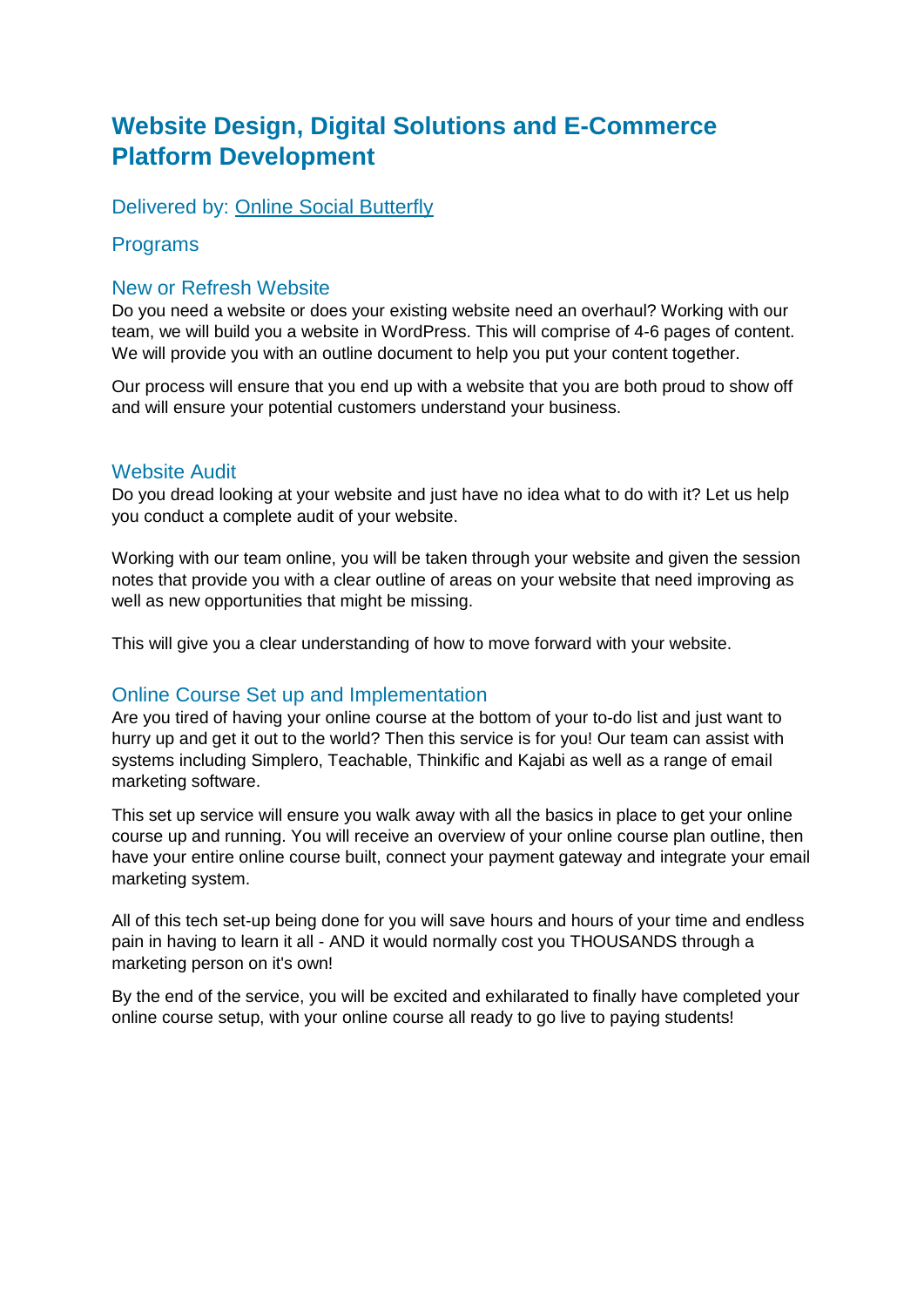# Website Design, Digital Solutions and E-Commerce Platform Development

## Delivered by: [Online Social Butterfly]

## Programs

### New or Refresh Website

Do you need a website or does your existing website need an overhaul? Working with our team, we will build you a website in WordPress. This will comprise of 4-6 pages of content. We will provide you with an outline document to help you put your content together.

Our process will ensure that you end up with a website that you are both proud to show off and will ensure your potential customers understand your business.

### Website Audit

Do you dread looking at your website and just have no idea what to do with it? Let us help you conduct a complete audit of your website.

Working with our team online, you will be taken through your website and given the session notes that provide you with a clear outline of areas on your website that need improving as well as new opportunities that might be missing.

This will give you a clear understanding of how to move forward with your website.

### Online Course Set up and Implementation

Are you tired of having your online course at the bottom of your to-do list and just want to hurry up and get it out to the world? Then this service is for you! Our team can assist with systems including Simplero, Teachable, Thinkific and Kajabi as well as a range of email marketing software.

This set up service will ensure you walk away with all the basics in place to get your online course up and running. You will receive an overview of your online course plan outline, then have your entire online course built, connect your payment gateway and integrate your email marketing system.

All of this tech set-up being done for you will save hours and hours of your time and endless pain in having to learn it all - AND it would normally cost you THOUSANDS through a marketing person on it's own!

By the end of the service, you will be excited and exhilarated to finally have completed your online course setup, with your online course all ready to go live to paying students!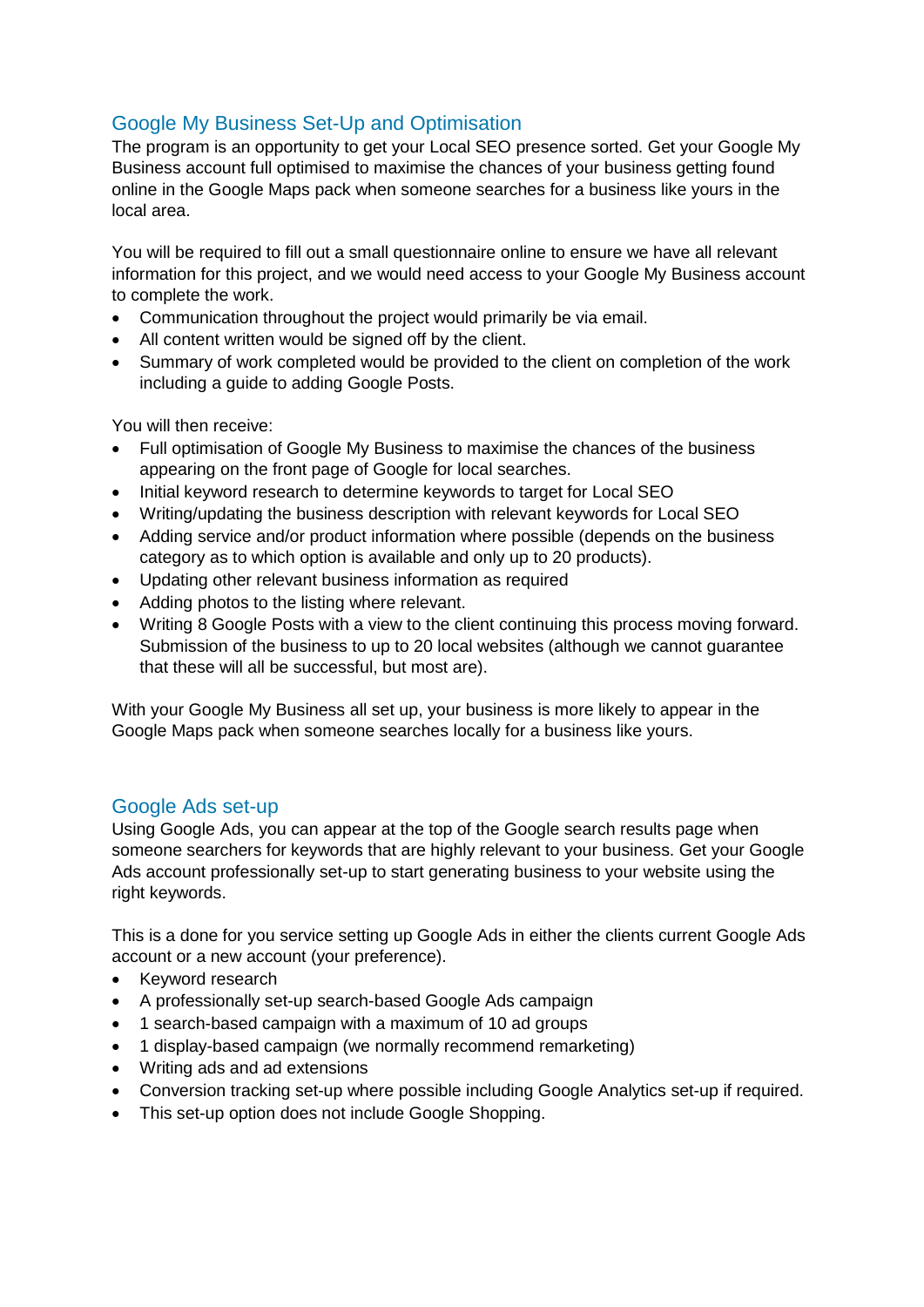## Google My Business Set-Up and Optimisation

The program is an opportunity to get your Local SEO presence sorted. Get your Google My Business account full optimised to maximise the chances of your business getting found online in the Google Maps pack when someone searches for a business like yours in the local area.

You will be required to fill out a small questionnaire online to ensure we have all relevant information for this project, and we would need access to your Google My Business account to complete the work.

- Communication throughout the project would primarily be via email.
- All content written would be signed off by the client.
- Summary of work completed would be provided to the client on completion of the work including a guide to adding Google Posts.

You will then receive:

- Full optimisation of Google My Business to maximise the chances of the business appearing on the front page of Google for local searches.
- Initial keyword research to determine keywords to target for Local SEO
- Writing/updating the business description with relevant keywords for Local SEO
- Adding service and/or product information where possible (depends on the business category as to which option is available and only up to 20 products).
- Updating other relevant business information as required
- Adding photos to the listing where relevant.
- Writing 8 Google Posts with a view to the client continuing this process moving forward. Submission of the business to up to 20 local websites (although we cannot guarantee that these will all be successful, but most are).

With your Google My Business all set up, your business is more likely to appear in the Google Maps pack when someone searches locally for a business like yours.

## Google Ads set-up

Using Google Ads, you can appear at the top of the Google search results page when someone searchers for keywords that are highly relevant to your business. Get your Google Ads account professionally set-up to start generating business to your website using the right keywords.

This is a done for you service setting up Google Ads in either the clients current Google Ads account or a new account (your preference).

- Keyword research
- A professionally set-up search-based Google Ads campaign
- 1 search-based campaign with a maximum of 10 ad groups
- 1 display-based campaign (we normally recommend remarketing)
- Writing ads and ad extensions
- Conversion tracking set-up where possible including Google Analytics set-up if required.
- This set-up option does not include Google Shopping.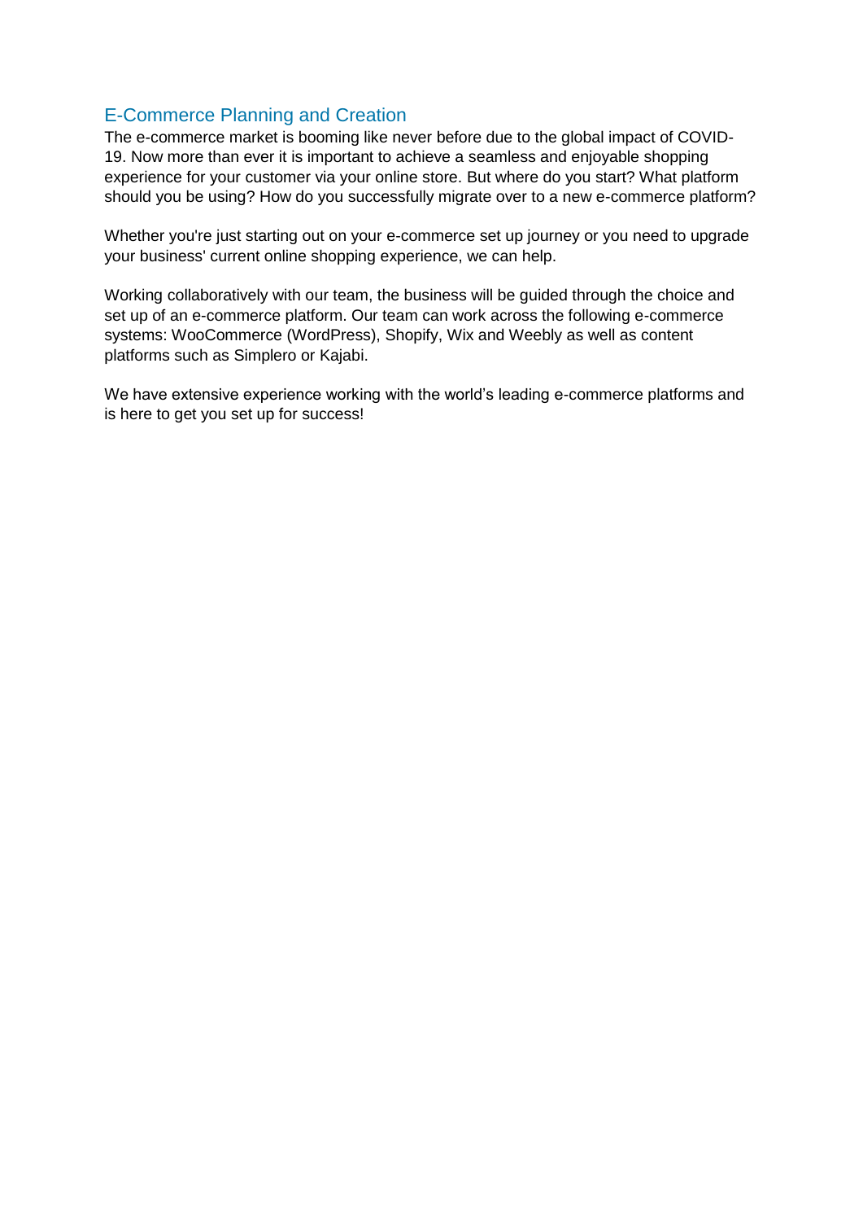## E-Commerce Planning and Creation

The e-commerce market is booming like never before due to the global impact of COVID-19. Now more than ever it is important to achieve a seamless and enjoyable shopping experience for your customer via your online store. But where do you start? What platform should you be using? How do you successfully migrate over to a new e-commerce platform?

Whether you're just starting out on your e-commerce set up journey or you need to upgrade your business' current online shopping experience, we can help.

Working collaboratively with our team, the business will be guided through the choice and set up of an e-commerce platform. Our team can work across the following e-commerce systems: WooCommerce (WordPress), Shopify, Wix and Weebly as well as content platforms such as Simplero or Kajabi.

We have extensive experience working with the world's leading e-commerce platforms and is here to get you set up for success!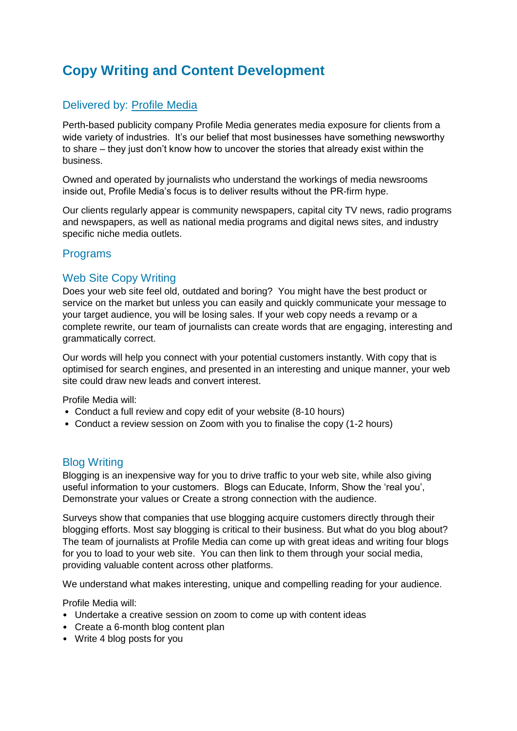# Copy Writing and Content Development

## Delivered by: [Profile Media]

Perth-based publicity company Profile Media generates media exposure for clients from a wide variety of industries. It's our belief that most businesses have something newsworthy to share – they just don't know how to uncover the stories that already exist within the business.

Owned and operated by journalists who understand the workings of media newsrooms inside out, Profile Media's focus is to deliver results without the PR-firm hype.

Our clients regularly appear is community newspapers, capital city TV news, radio programs and newspapers, as well as national media programs and digital news sites, and industry specific niche media outlets.

## Programs

## Web Site Copy Writing

Does your web site feel old, outdated and boring? You might have the best product or service on the market but unless you can easily and quickly communicate your message to your target audience, you will be losing sales. If your web copy needs a revamp or a complete rewrite, our team of journalists can create words that are engaging, interesting and grammatically correct.

Our words will help you connect with your potential customers instantly. With copy that is optimised for search engines, and presented in an interesting and unique manner, your web site could draw new leads and convert interest.

Profile Media will:

- Conduct a full review and copy edit of your website (8-10 hours)
- Conduct a review session on Zoom with you to finalise the copy (1-2 hours)

## Blog Writing

Blogging is an inexpensive way for you to drive traffic to your web site, while also giving useful information to your customers. Blogs can Educate, Inform, Show the 'real you', Demonstrate your values or Create a strong connection with the audience.

Surveys show that companies that use blogging acquire customers directly through their blogging efforts. Most say blogging is critical to their business. But what do you blog about? The team of journalists at Profile Media can come up with great ideas and writing four blogs for you to load to your web site. You can then link to them through your social media, providing valuable content across other platforms.

We understand what makes interesting, unique and compelling reading for your audience.

Profile Media will:

- Undertake a creative session on zoom to come up with content ideas
- Create a 6-month blog content plan
- Write 4 blog posts for you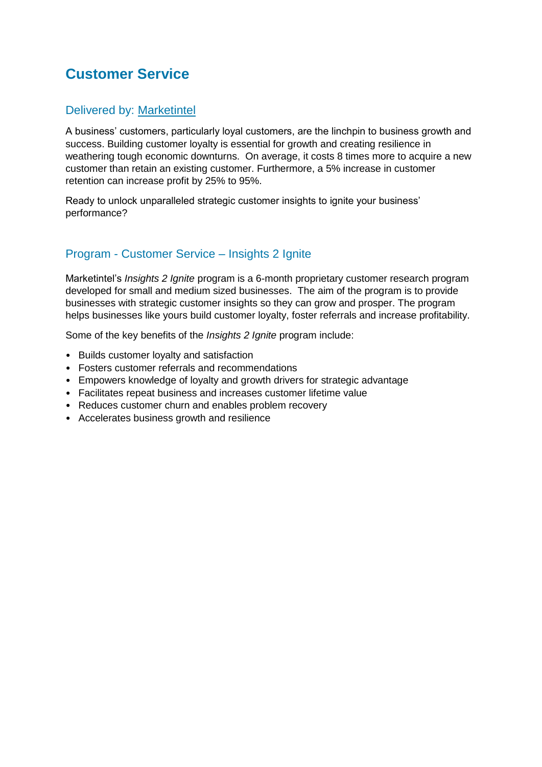## Customer Service

### Delivered by: Marketintel

A business' customers, particularly loyal customers, are the linchpin to business growth and success. Building customer loyalty is essential for growth and creating resilience in weathering tough economic downturns. On average, it costs 8 times more to acquire a new customer than retain an existing customer. Furthermore, a 5% increase in customer retention can increase profit by 25% to 95%.

Ready to unlock unparalleled strategic customer insights to ignite your business' performance?

### Program - Customer Service – Insights 2 Ignite

Marketintel's *Insights 2 Ignite* program is a 6-month proprietary customer research program developed for small and medium sized businesses. The aim of the program is to provide businesses with strategic customer insights so they can grow and prosper. The program helps businesses like yours build customer loyalty, foster referrals and increase profitability.

Some of the key benefits of the *Insights 2 Ignite* program include:

- Builds customer loyalty and satisfaction
- Fosters customer referrals and recommendations
- Empowers knowledge of loyalty and growth drivers for strategic advantage
- Facilitates repeat business and increases customer lifetime value
- Reduces customer churn and enables problem recovery
- Accelerates business growth and resilience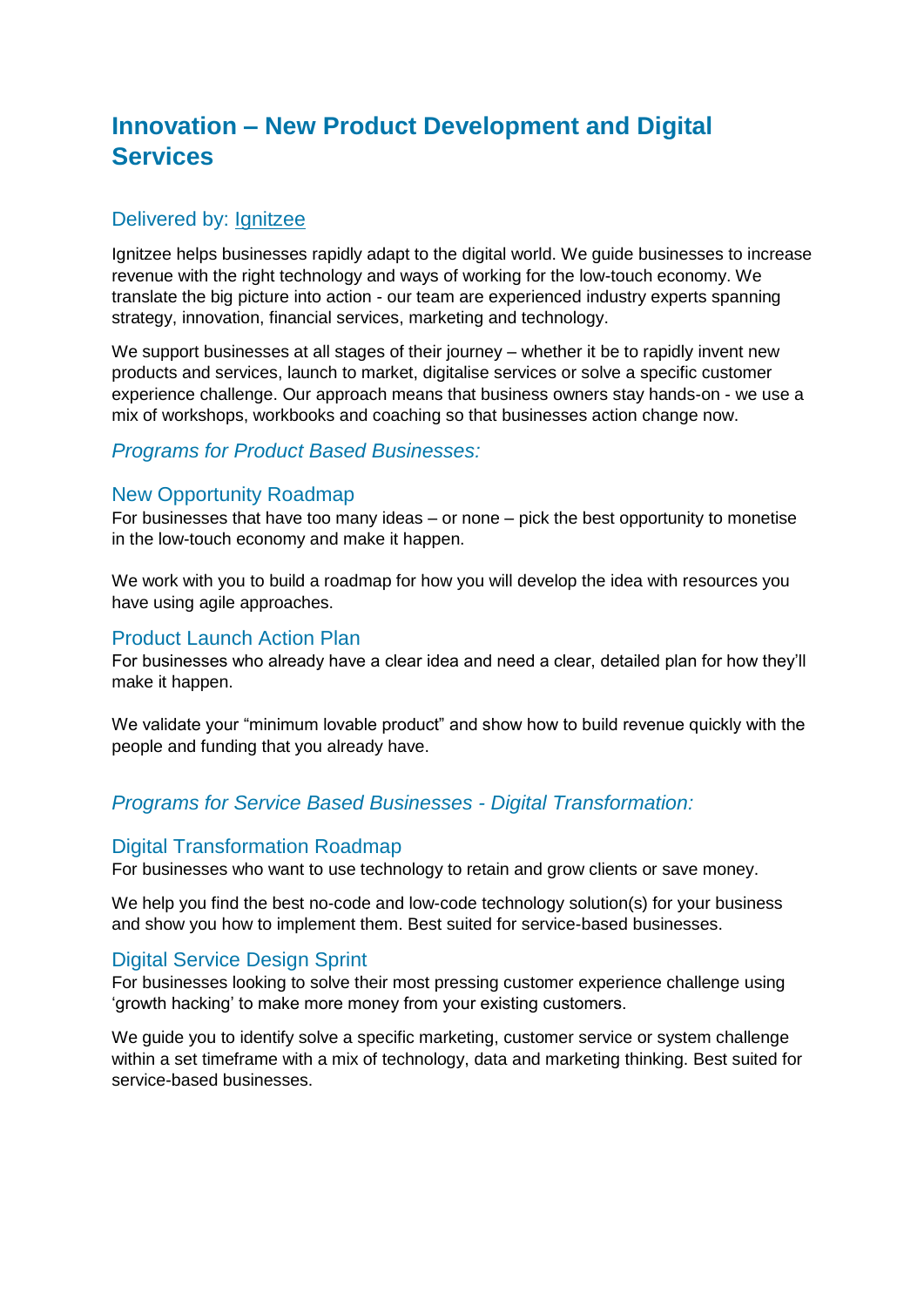# Innovation – New Product Development and Digital Services

## Delivered by: Ignitzee

Ignitzee helps businesses rapidly adapt to the digital world. We guide businesses to increase revenue with the right technology and ways of working for the low-touch economy. We translate the big picture into action - our team are experienced industry experts spanning strategy, innovation, financial services, marketing and technology.

We support businesses at all stages of their journey – whether it be to rapidly invent new products and services, launch to market, digitalise services or solve a specific customer experience challenge. Our approach means that business owners stay hands-on - we use a mix of workshops, workbooks and coaching so that businesses action change now.

### *Programs for Product Based Businesses:*

### New Opportunity Roadmap

For businesses that have too many ideas – or none – pick the best opportunity to monetise in the low-touch economy and make it happen.

We work with you to build a roadmap for how you will develop the idea with resources you have using agile approaches.

### Product Launch Action Plan

For businesses who already have a clear idea and need a clear, detailed plan for how they'll make it happen.

We validate your "minimum lovable product" and show how to build revenue quickly with the people and funding that you already have.

### *Programs for Service Based Businesses - Digital Transformation:*

### Digital Transformation Roadmap

For businesses who want to use technology to retain and grow clients or save money.

We help you find the best no-code and low-code technology solution(s) for your business and show you how to implement them. Best suited for service-based businesses.

### Digital Service Design Sprint

For businesses looking to solve their most pressing customer experience challenge using 'growth hacking' to make more money from your existing customers.

We guide you to identify solve a specific marketing, customer service or system challenge within a set timeframe with a mix of technology, data and marketing thinking. Best suited for service-based businesses.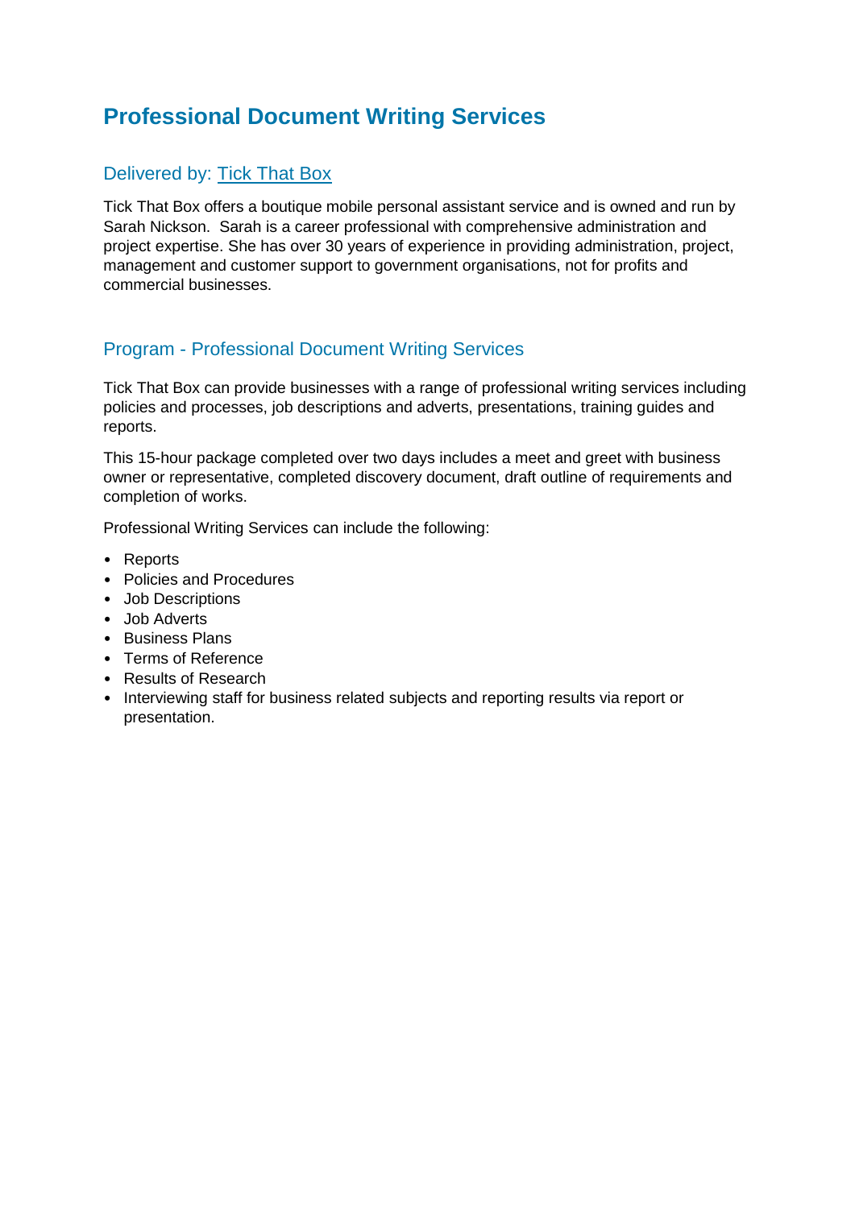# Professional Document Writing Services

## Delivered by: Tick That Box

Tick That Box offers a boutique mobile personal assistant service and is owned and run by Sarah Nickson. Sarah is a career professional with comprehensive administration and project expertise. She has over 30 years of experience in providing administration, project, management and customer support to government organisations, not for profits and commercial businesses.

## Program - Professional Document Writing Services

Tick That Box can provide businesses with a range of professional writing services including policies and processes, job descriptions and adverts, presentations, training guides and reports.

This 15-hour package completed over two days includes a meet and greet with business owner or representative, completed discovery document, draft outline of requirements and completion of works.

Professional Writing Services can include the following:

- Reports
- Policies and Procedures
- Job Descriptions
- Job Adverts
- Business Plans
- Terms of Reference
- Results of Research
- Interviewing staff for business related subjects and reporting results via report or presentation.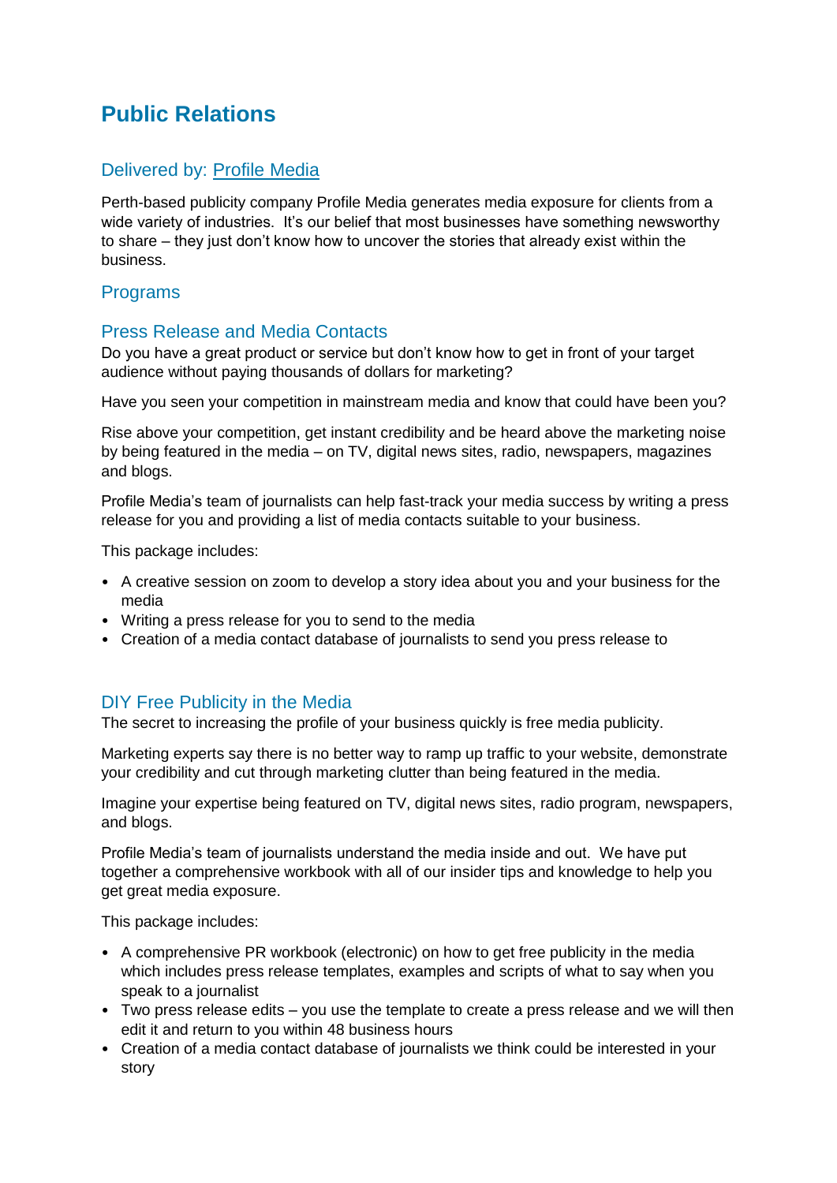# Public Relations

## Delivered by: [Profile Media]

Perth-based publicity company Profile Media generates media exposure for clients from a wide variety of industries. It's our belief that most businesses have something newsworthy to share – they just don't know how to uncover the stories that already exist within the business.

## Programs

### Press Release and Media Contacts

Do you have a great product or service but don't know how to get in front of your target audience without paying thousands of dollars for marketing?

Have you seen your competition in mainstream media and know that could have been you?

Rise above your competition, get instant credibility and be heard above the marketing noise by being featured in the media – on TV, digital news sites, radio, newspapers, magazines and blogs.

Profile Media's team of journalists can help fast-track your media success by writing a press release for you and providing a list of media contacts suitable to your business.

This package includes:

- A creative session on zoom to develop a story idea about you and your business for the media
- Writing a press release for you to send to the media
- Creation of a media contact database of journalists to send you press release to

### DIY Free Publicity in the Media

The secret to increasing the profile of your business quickly is free media publicity.

Marketing experts say there is no better way to ramp up traffic to your website, demonstrate your credibility and cut through marketing clutter than being featured in the media.

Imagine your expertise being featured on TV, digital news sites, radio program, newspapers, and blogs.

Profile Media's team of journalists understand the media inside and out. We have put together a comprehensive workbook with all of our insider tips and knowledge to help you get great media exposure.

This package includes:

- A comprehensive PR workbook (electronic) on how to get free publicity in the media which includes press release templates, examples and scripts of what to say when you speak to a journalist
- Two press release edits – you use the template to create a press release and we will then edit it and return to you within 48 business hours
- Creation of a media contact database of journalists we think could be interested in your story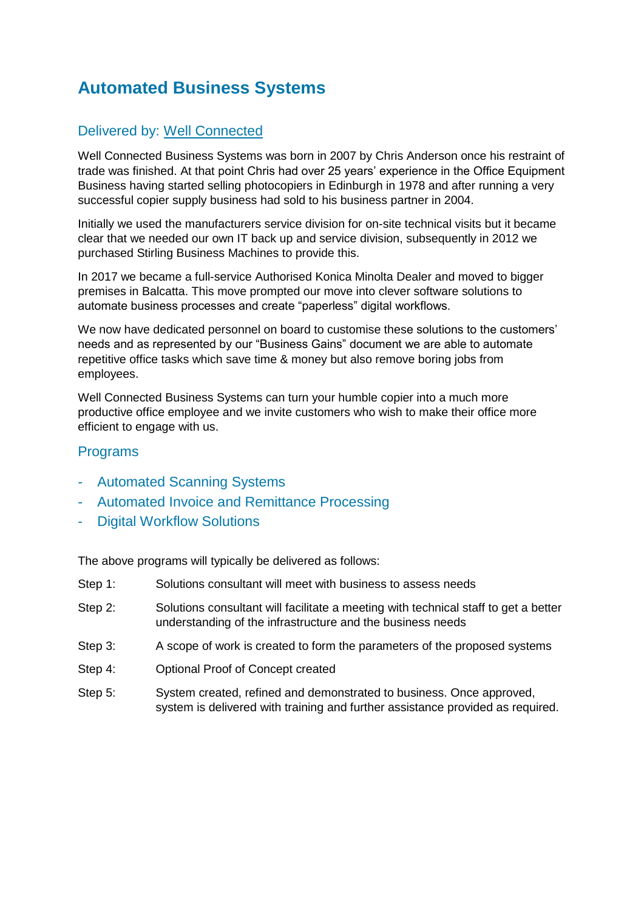# Automated Business Systems

## Delivered by: Well Connected

Well Connected Business Systems was born in 2007 by Chris Anderson once his restraint of trade was finished. At that point Chris had over 25 years' experience in the Office Equipment Business having started selling photocopiers in Edinburgh in 1978 and after running a very successful copier supply business had sold to his business partner in 2004.

Initially we used the manufacturers service division for on-site technical visits but it became clear that we needed our own IT back up and service division, subsequently in 2012 we purchased Stirling Business Machines to provide this.

In 2017 we became a full-service Authorised Konica Minolta Dealer and moved to bigger premises in Balcatta. This move prompted our move into clever software solutions to automate business processes and create "paperless" digital workflows.

We now have dedicated personnel on board to customise these solutions to the customers' needs and as represented by our "Business Gains" document we are able to automate repetitive office tasks which save time & money but also remove boring jobs from employees.

Well Connected Business Systems can turn your humble copier into a much more productive office employee and we invite customers who wish to make their office more efficient to engage with us.

## Programs

- Automated Scanning Systems
- Automated Invoice and Remittance Processing
- Digital Workflow Solutions

The above programs will typically be delivered as follows:

Step 1: Solutions consultant will meet with business to assess needs

Step 2: Solutions consultant will facilitate a meeting with technical staff to get a better understanding of the infrastructure and the business needs

Step 3: A scope of work is created to form the parameters of the proposed systems

Step 4: Optional Proof of Concept created

Step 5: System created, refined and demonstrated to business. Once approved, system is delivered with training and further assistance provided as required.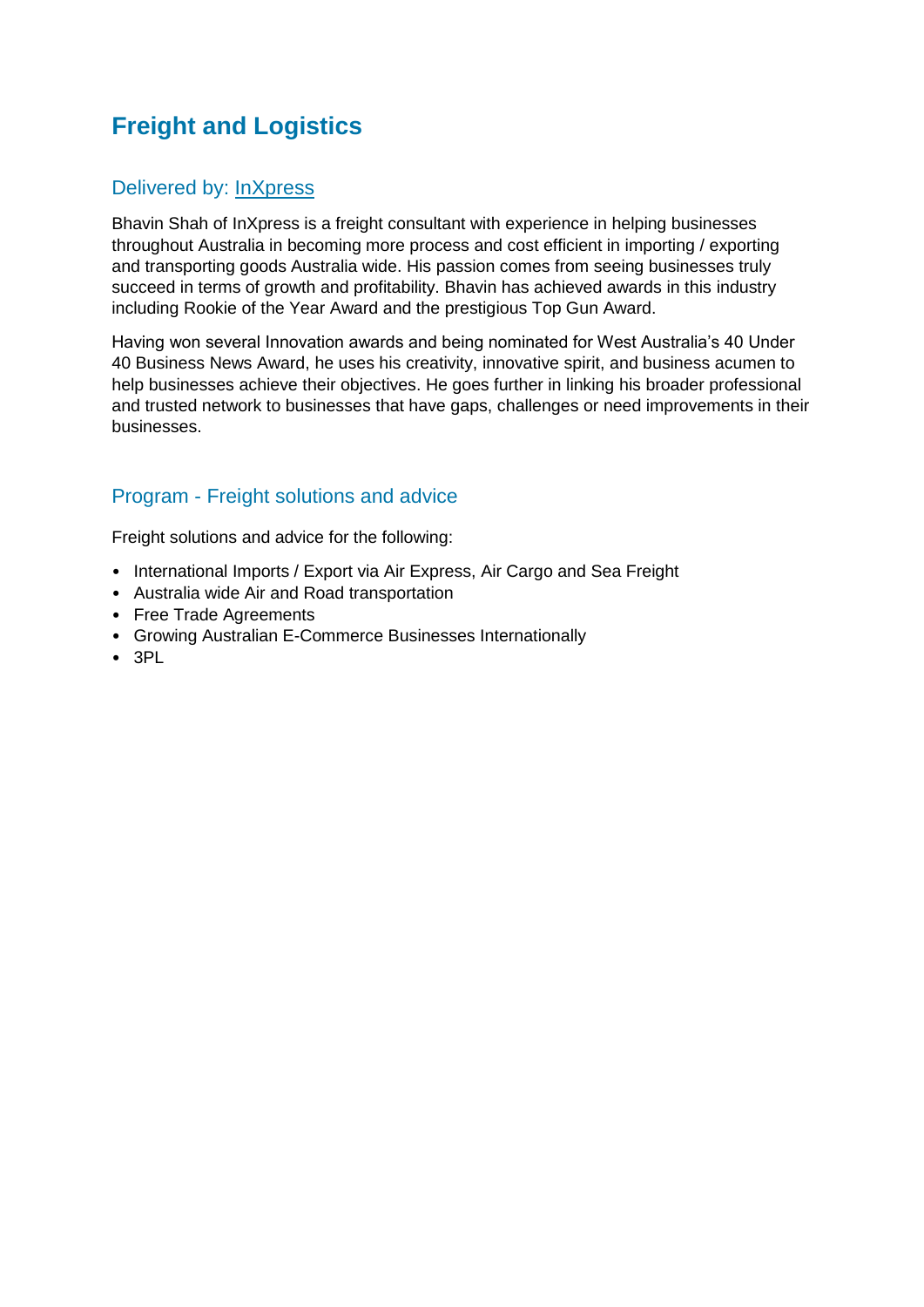## Freight and Logistics

### Delivered by: InXpress

Bhavin Shah of InXpress is a freight consultant with experience in helping businesses throughout Australia in becoming more process and cost efficient in importing / exporting and transporting goods Australia wide. His passion comes from seeing businesses truly succeed in terms of growth and profitability. Bhavin has achieved awards in this industry including Rookie of the Year Award and the prestigious Top Gun Award.

Having won several Innovation awards and being nominated for West Australia's 40 Under 40 Business News Award, he uses his creativity, innovative spirit, and business acumen to help businesses achieve their objectives. He goes further in linking his broader professional and trusted network to businesses that have gaps, challenges or need improvements in their businesses.

### Program - Freight solutions and advice

Freight solutions and advice for the following:

- International Imports / Export via Air Express, Air Cargo and Sea Freight
- Australia wide Air and Road transportation
- Free Trade Agreements
- Growing Australian E-Commerce Businesses Internationally
- 3PL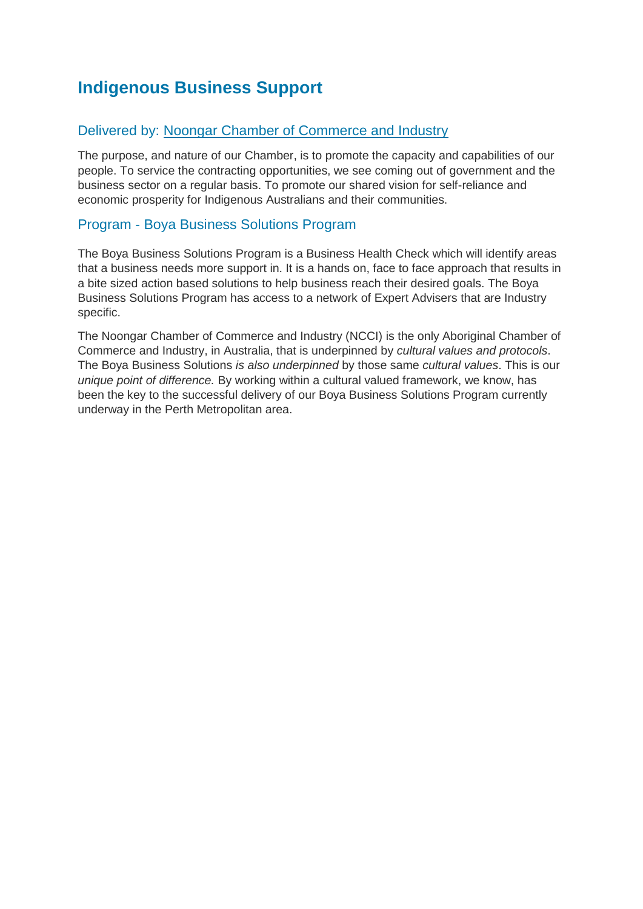# Indigenous Business Support

## Delivered by: Noongar Chamber of Commerce and Industry

The purpose, and nature of our Chamber, is to promote the capacity and capabilities of our people. To service the contracting opportunities, we see coming out of government and the business sector on a regular basis. To promote our shared vision for self-reliance and economic prosperity for Indigenous Australians and their communities.

## Program - Boya Business Solutions Program

The Boya Business Solutions Program is a Business Health Check which will identify areas that a business needs more support in. It is a hands on, face to face approach that results in a bite sized action based solutions to help business reach their desired goals. The Boya Business Solutions Program has access to a network of Expert Advisers that are Industry specific.

The Noongar Chamber of Commerce and Industry (NCCI) is the only Aboriginal Chamber of Commerce and Industry, in Australia, that is underpinned by *cultural values and protocols*. The Boya Business Solutions *is also underpinned* by those same *cultural values*. This is our *unique point of difference.* By working within a cultural valued framework, we know, has been the key to the successful delivery of our Boya Business Solutions Program currently underway in the Perth Metropolitan area.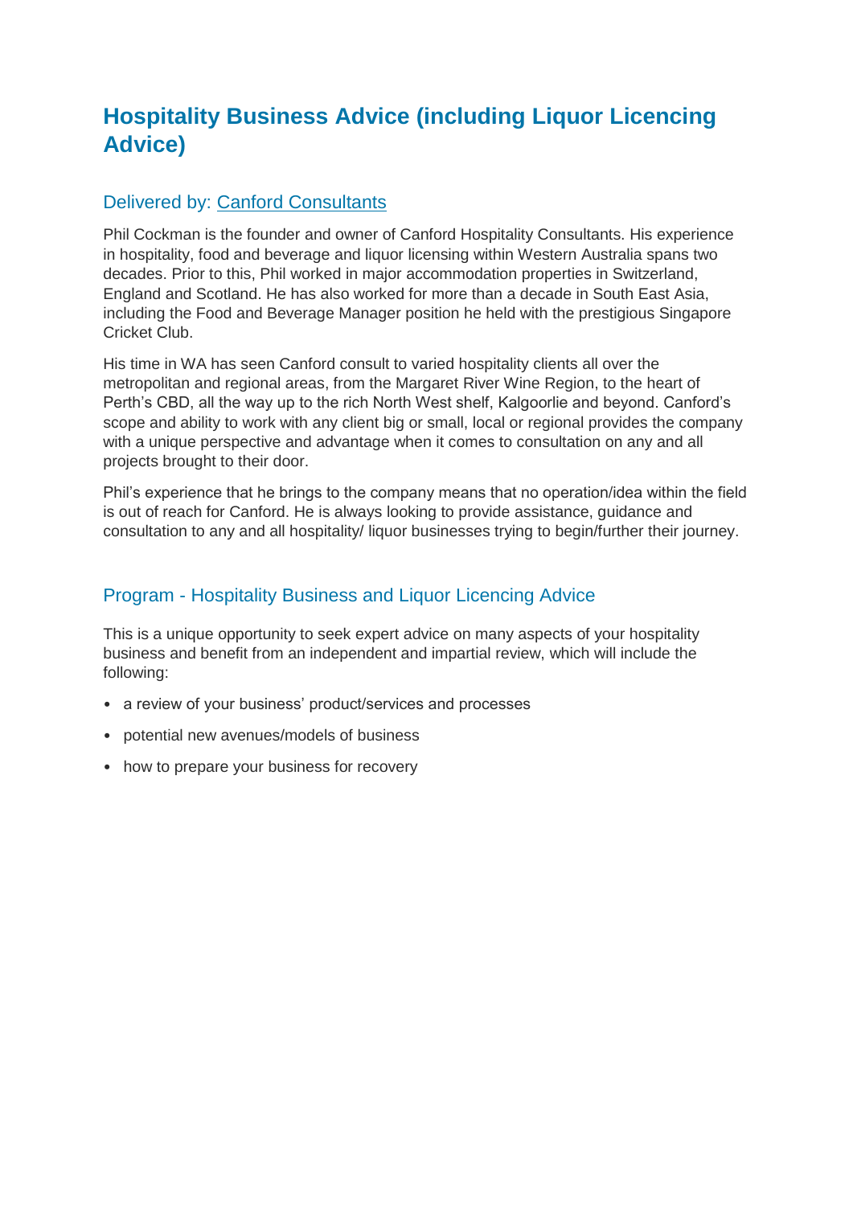# Hospitality Business Advice (including Liquor Licencing Advice)

## Delivered by: Canford Consultants

Phil Cockman is the founder and owner of Canford Hospitality Consultants. His experience in hospitality, food and beverage and liquor licensing within Western Australia spans two decades. Prior to this, Phil worked in major accommodation properties in Switzerland, England and Scotland. He has also worked for more than a decade in South East Asia, including the Food and Beverage Manager position he held with the prestigious Singapore Cricket Club.

His time in WA has seen Canford consult to varied hospitality clients all over the metropolitan and regional areas, from the Margaret River Wine Region, to the heart of Perth's CBD, all the way up to the rich North West shelf, Kalgoorlie and beyond. Canford's scope and ability to work with any client big or small, local or regional provides the company with a unique perspective and advantage when it comes to consultation on any and all projects brought to their door.

Phil's experience that he brings to the company means that no operation/idea within the field is out of reach for Canford. He is always looking to provide assistance, guidance and consultation to any and all hospitality/ liquor businesses trying to begin/further their journey.

## Program - Hospitality Business and Liquor Licencing Advice

This is a unique opportunity to seek expert advice on many aspects of your hospitality business and benefit from an independent and impartial review, which will include the following:

- a review of your business' product/services and processes
- potential new avenues/models of business
- how to prepare your business for recovery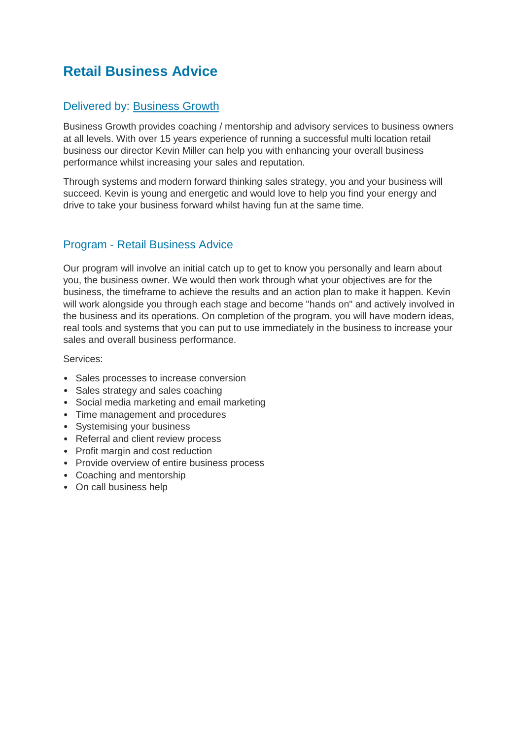# Retail Business Advice

## Delivered by: Business Growth

Business Growth provides coaching / mentorship and advisory services to business owners at all levels. With over 15 years experience of running a successful multi location retail business our director Kevin Miller can help you with enhancing your overall business performance whilst increasing your sales and reputation.

Through systems and modern forward thinking sales strategy, you and your business will succeed. Kevin is young and energetic and would love to help you find your energy and drive to take your business forward whilst having fun at the same time.

## Program - Retail Business Advice

Our program will involve an initial catch up to get to know you personally and learn about you, the business owner. We would then work through what your objectives are for the business, the timeframe to achieve the results and an action plan to make it happen. Kevin will work alongside you through each stage and become "hands on" and actively involved in the business and its operations. On completion of the program, you will have modern ideas, real tools and systems that you can put to use immediately in the business to increase your sales and overall business performance.

Services:

- Sales processes to increase conversion
- Sales strategy and sales coaching
- Social media marketing and email marketing
- Time management and procedures
- Systemising your business
- Referral and client review process
- Profit margin and cost reduction
- Provide overview of entire business process
- Coaching and mentorship
- On call business help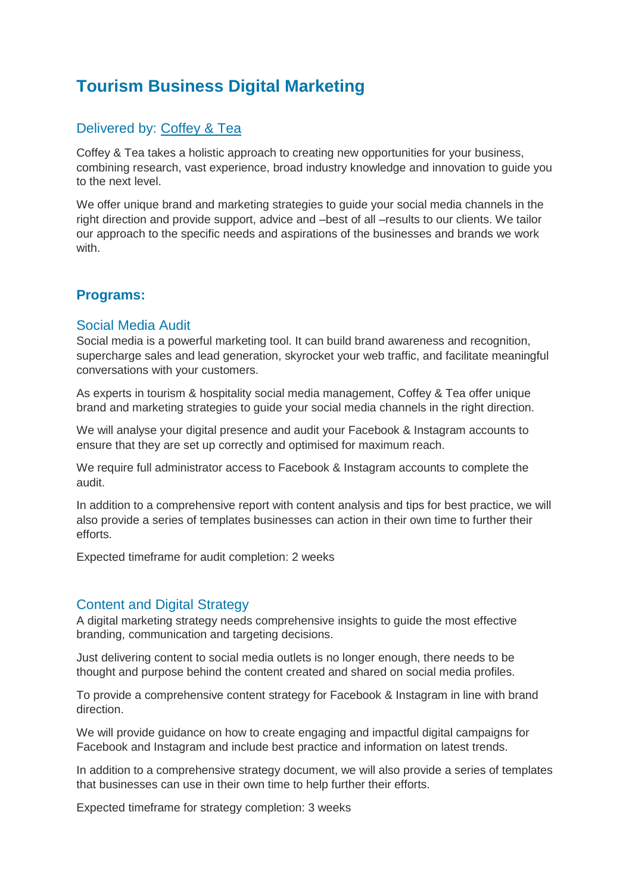# Tourism Business Digital Marketing

## Delivered by: Coffey & Tea

Coffey & Tea takes a holistic approach to creating new opportunities for your business, combining research, vast experience, broad industry knowledge and innovation to guide you to the next level.

We offer unique brand and marketing strategies to guide your social media channels in the right direction and provide support, advice and –best of all –results to our clients. We tailor our approach to the specific needs and aspirations of the businesses and brands we work with.

## Programs:

### Social Media Audit

Social media is a powerful marketing tool. It can build brand awareness and recognition, supercharge sales and lead generation, skyrocket your web traffic, and facilitate meaningful conversations with your customers.

As experts in tourism & hospitality social media management, Coffey & Tea offer unique brand and marketing strategies to guide your social media channels in the right direction.

We will analyse your digital presence and audit your Facebook & Instagram accounts to ensure that they are set up correctly and optimised for maximum reach.

We require full administrator access to Facebook & Instagram accounts to complete the audit.

In addition to a comprehensive report with content analysis and tips for best practice, we will also provide a series of templates businesses can action in their own time to further their efforts.

Expected timeframe for audit completion: 2 weeks

### Content and Digital Strategy

A digital marketing strategy needs comprehensive insights to guide the most effective branding, communication and targeting decisions.

Just delivering content to social media outlets is no longer enough, there needs to be thought and purpose behind the content created and shared on social media profiles.

To provide a comprehensive content strategy for Facebook & Instagram in line with brand direction.

We will provide guidance on how to create engaging and impactful digital campaigns for Facebook and Instagram and include best practice and information on latest trends.

In addition to a comprehensive strategy document, we will also provide a series of templates that businesses can use in their own time to help further their efforts.

Expected timeframe for strategy completion: 3 weeks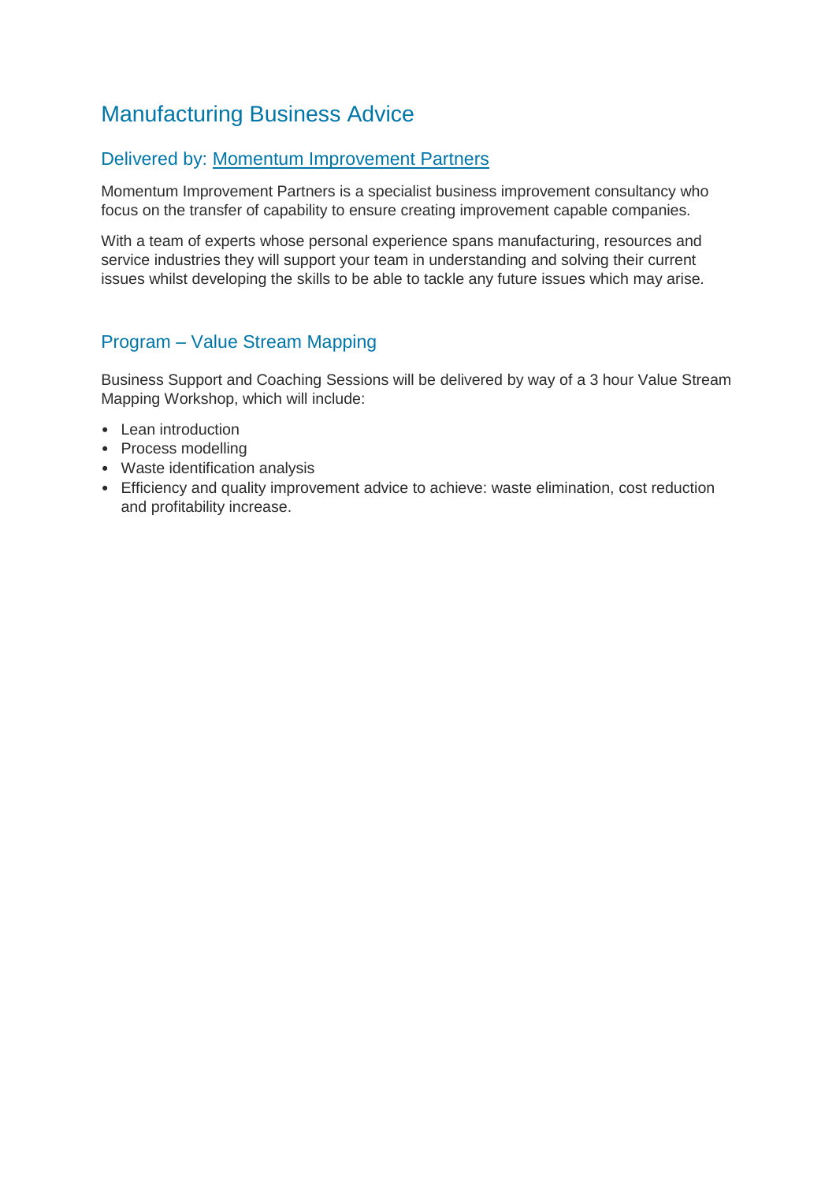# Manufacturing Business Advice

## Delivered by: Momentum Improvement Partners

Momentum Improvement Partners is a specialist business improvement consultancy who focus on the transfer of capability to ensure creating improvement capable companies.

With a team of experts whose personal experience spans manufacturing, resources and service industries they will support your team in understanding and solving their current issues whilst developing the skills to be able to tackle any future issues which may arise.

## Program – Value Stream Mapping

Business Support and Coaching Sessions will be delivered by way of a 3 hour Value Stream Mapping Workshop, which will include:

- Lean introduction
- Process modelling
- Waste identification analysis
- Efficiency and quality improvement advice to achieve: waste elimination, cost reduction and profitability increase.